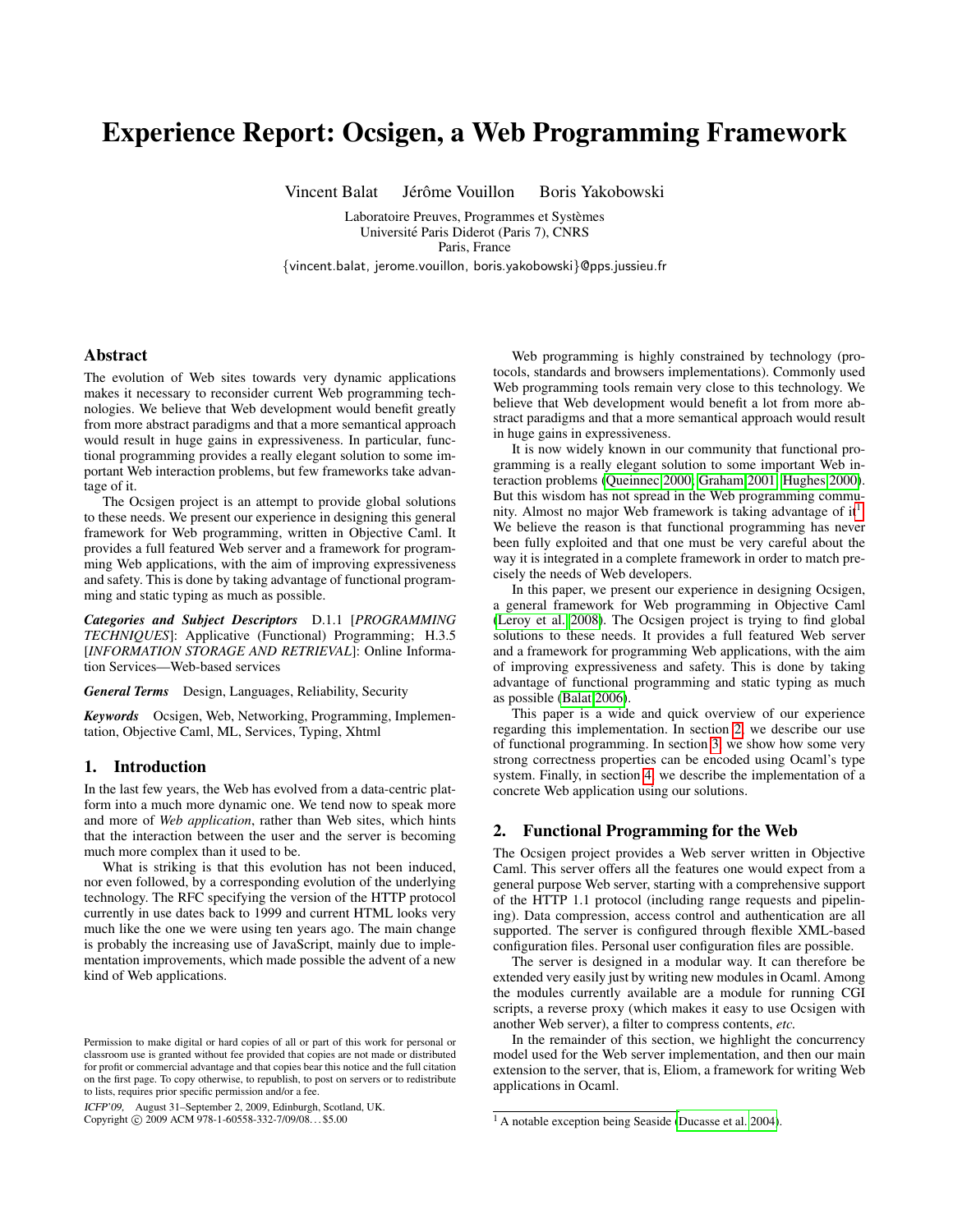# Experience Report: Ocsigen, a Web Programming Framework

Vincent Balat  Jérôme Vouillon  Boris Yakobowski

Laboratoire Preuves, Programmes et Systèmes
Université Paris Diderot (Paris 7), CNRS
Paris, France

{vincent.balat, jerome.vouillon, boris.yakobowski}@pps.jussieu.fr

## Abstract

The evolution of Web sites towards very dynamic applications makes it necessary to reconsider current Web programming technologies. We believe that Web development would benefit greatly from more abstract paradigms and that a more semantical approach would result in huge gains in expressiveness. In particular, functional programming provides a really elegant solution to some important Web interaction problems, but few frameworks take advantage of it.

The Ocsigen project is an attempt to provide global solutions to these needs. We present our experience in designing this general framework for Web programming, written in Objective Caml. It provides a full featured Web server and a framework for programming Web applications, with the aim of improving expressiveness and safety. This is done by taking advantage of functional programming and static typing as much as possible.

***Categories and Subject Descriptors*** D.1.1 [*PROGRAMMING TECHNIQUES*]: Applicative (Functional) Programming; H.3.5 [*INFORMATION STORAGE AND RETRIEVAL*]: Online Information Services—Web-based services

***General Terms*** Design, Languages, Reliability, Security

***Keywords*** Ocsigen, Web, Networking, Programming, Implementation, Objective Caml, ML, Services, Typing, Xhtml

## 1. Introduction

In the last few years, the Web has evolved from a data-centric platform into a much more dynamic one. We tend now to speak more and more of *Web application*, rather than Web sites, which hints that the interaction between the user and the server is becoming much more complex than it used to be.

What is striking is that this evolution has not been induced, nor even followed, by a corresponding evolution of the underlying technology. The RFC specifying the version of the HTTP protocol currently in use dates back to 1999 and current HTML looks very much like the one we were using ten years ago. The main change is probably the increasing use of JavaScript, mainly due to implementation improvements, which made possible the advent of a new kind of Web applications.

Permission to make digital or hard copies of all or part of this work for personal or classroom use is granted without fee provided that copies are not made or distributed for profit or commercial advantage and that copies bear this notice and the full citation on the first page. To copy otherwise, to republish, to post on servers or to redistribute to lists, requires prior specific permission and/or a fee.

*ICFP'09,* August 31–September 2, 2009, Edinburgh, Scotland, UK.
Copyright © 2009 ACM 978-1-60558-332-7/09/08...$5.00

Web programming is highly constrained by technology (protocols, standards and browsers implementations). Commonly used Web programming tools remain very close to this technology. We believe that Web development would benefit a lot from more abstract paradigms and that a more semantical approach would result in huge gains in expressiveness.

It is now widely known in our community that functional programming is a really elegant solution to some important Web interaction problems (Queinnec 2000; Graham 2001; Hughes 2000). But this wisdom has not spread in the Web programming community. Almost no major Web framework is taking advantage of it[1]. We believe the reason is that functional programming has never been fully exploited and that one must be very careful about the way it is integrated in a complete framework in order to match precisely the needs of Web developers.

In this paper, we present our experience in designing Ocsigen, a general framework for Web programming in Objective Caml (Leroy et al. 2008). The Ocsigen project is trying to find global solutions to these needs. It provides a full featured Web server and a framework for programming Web applications, with the aim of improving expressiveness and safety. This is done by taking advantage of functional programming and static typing as much as possible (Balat 2006).

This paper is a wide and quick overview of our experience regarding this implementation. In section 2, we describe our use of functional programming. In section 3, we show how some very strong correctness properties can be encoded using Ocaml's type system. Finally, in section 4, we describe the implementation of a concrete Web application using our solutions.

## 2. Functional Programming for the Web

The Ocsigen project provides a Web server written in Objective Caml. This server offers all the features one would expect from a general purpose Web server, starting with a comprehensive support of the HTTP 1.1 protocol (including range requests and pipelining). Data compression, access control and authentication are all supported. The server is configured through flexible XML-based configuration files. Personal user configuration files are possible.

The server is designed in a modular way. It can therefore be extended very easily just by writing new modules in Ocaml. Among the modules currently available are a module for running CGI scripts, a reverse proxy (which makes it easy to use Ocsigen with another Web server), a filter to compress contents, *etc.*

In the remainder of this section, we highlight the concurrency model used for the Web server implementation, and then our main extension to the server, that is, Eliom, a framework for writing Web applications in Ocaml.

[1] A notable exception being Seaside (Ducasse et al. 2004).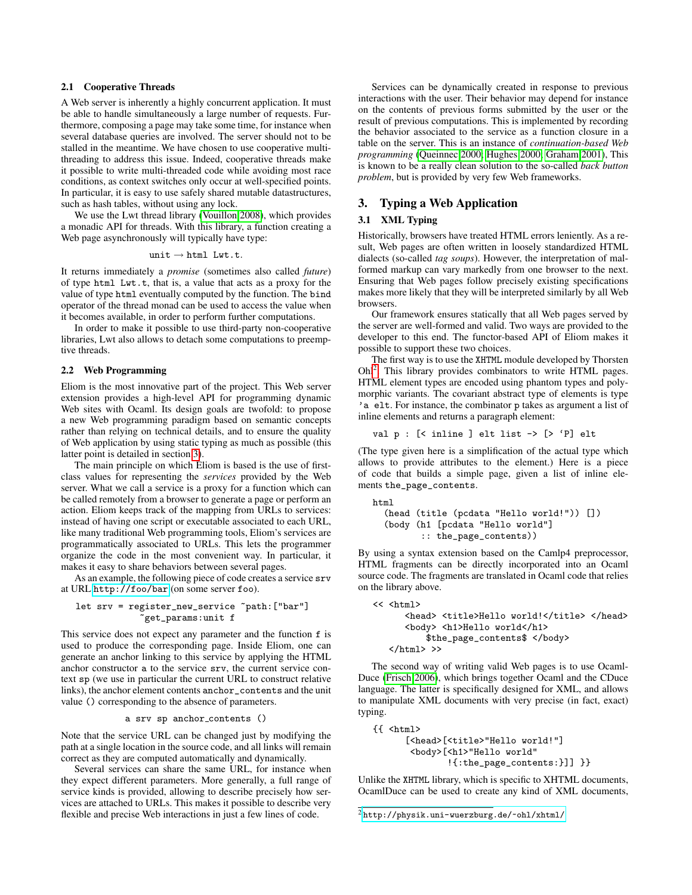### 2.1 Cooperative Threads

A Web server is inherently a highly concurrent application. It must be able to handle simultaneously a large number of requests. Furthermore, composing a page may take some time, for instance when several database queries are involved. The server should not to be stalled in the meantime. We have chosen to use cooperative multi-threading to address this issue. Indeed, cooperative threads make it possible to write multi-threaded code while avoiding most race conditions, as context switches only occur at well-specified points. In particular, it is easy to use safely shared mutable datastructures, such as hash tables, without using any lock.

We use the Lwt thread library (Vouillon 2008), which provides a monadic API for threads. With this library, a function creating a Web page asynchronously will typically have type:

$$\texttt{unit} \rightarrow \texttt{html Lwt.t}.$$

It returns immediately a *promise* (sometimes also called *future*) of type `html Lwt.t`, that is, a value that acts as a proxy for the value of type `html` eventually computed by the function. The `bind` operator of the thread monad can be used to access the value when it becomes available, in order to perform further computations.

In order to make it possible to use third-party non-cooperative libraries, Lwt also allows to detach some computations to preemptive threads.

### 2.2 Web Programming

Eliom is the most innovative part of the project. This Web server extension provides a high-level API for programming dynamic Web sites with Ocaml. Its design goals are twofold: to propose a new Web programming paradigm based on semantic concepts rather than relying on technical details, and to ensure the quality of Web application by using static typing as much as possible (this latter point is detailed in section 3).

The main principle on which Eliom is based is the use of first-class values for representing the *services* provided by the Web server. What we call a service is a proxy for a function which can be called remotely from a browser to generate a page or perform an action. Eliom keeps track of the mapping from URLs to services: instead of having one script or executable associated to each URL, like many traditional Web programming tools, Eliom's services are programmatically associated to URLs. This lets the programmer organize the code in the most convenient way. In particular, it makes it easy to share behaviors between several pages.

As an example, the following piece of code creates a service `srv` at URL `http://foo/bar` (on some server `foo`).

```
let srv = register_new_service ~path:["bar"]
            ~get_params:unit f
```

This service does not expect any parameter and the function `f` is used to produce the corresponding page. Inside Eliom, one can generate an anchor linking to this service by applying the HTML anchor constructor `a` to the service `srv`, the current service context `sp` (we use in particular the current URL to construct relative links), the anchor element contents `anchor_contents` and the unit value `()` corresponding to the absence of parameters.

```
a srv sp anchor_contents ()
```

Note that the service URL can be changed just by modifying the path at a single location in the source code, and all links will remain correct as they are computed automatically and dynamically.

Several services can share the same URL, for instance when they expect different parameters. More generally, a full range of service kinds is provided, allowing to describe precisely how services are attached to URLs. This makes it possible to describe very flexible and precise Web interactions in just a few lines of code.

Services can be dynamically created in response to previous interactions with the user. Their behavior may depend for instance on the contents of previous forms submitted by the user or the result of previous computations. This is implemented by recording the behavior associated to the service as a function closure in a table on the server. This is an instance of *continuation-based Web programming* (Queinnec 2000; Hughes 2000; Graham 2001), This is known to be a really clean solution to the so-called *back button problem*, but is provided by very few Web frameworks.

## 3. Typing a Web Application

### 3.1 XML Typing

Historically, browsers have treated HTML errors leniently. As a result, Web pages are often written in loosely standardized HTML dialects (so-called *tag soups*). However, the interpretation of malformed markup can vary markedly from one browser to the next. Ensuring that Web pages follow precisely existing specifications makes more likely that they will be interpreted similarly by all Web browsers.

Our framework ensures statically that all Web pages served by the server are well-formed and valid. Two ways are provided to the developer to this end. The functor-based API of Eliom makes it possible to support these two choices.

The first way is to use the `XHTML` module developed by Thorsten Ohl[2]. This library provides combinators to write HTML pages. HTML element types are encoded using phantom types and polymorphic variants. The covariant abstract type of elements is type `'a elt`. For instance, the combinator `p` takes as argument a list of inline elements and returns a paragraph element:

```
val p : [< inline ] elt list -> [> `P] elt
```

(The type given here is a simplification of the actual type which allows to provide attributes to the element.) Here is a piece of code that builds a simple page, given a list of inline elements `the_page_contents`.

```
html
  (head (title (pcdata "Hello world!")) [])
  (body (h1 [pcdata "Hello world"]
         :: the_page_contents))
```

By using a syntax extension based on the Camlp4 preprocessor, HTML fragments can be directly incorporated into an Ocaml source code. The fragments are translated in Ocaml code that relies on the library above.

```
<< <html>
      <head> <title>Hello world!</title> </head>
      <body> <h1>Hello world</h1>
           $the_page_contents$ </body>
   </html> >>
```

The second way of writing valid Web pages is to use OcamlDuce (Frisch 2006), which brings together Ocaml and the CDuce language. The latter is specifically designed for XML, and allows to manipulate XML documents with very precise (in fact, exact) typing.

```
{{ <html>
      [<head>[<title>"Hello world!"]
       <body>[<h1>"Hello world"
              !{:the_page_contents:}]] }}
```

Unlike the `XHTML` library, which is specific to XHTML documents, OcamlDuce can be used to create any kind of XML documents,

[2] http://physik.uni-wuerzburg.de/~ohl/xhtml/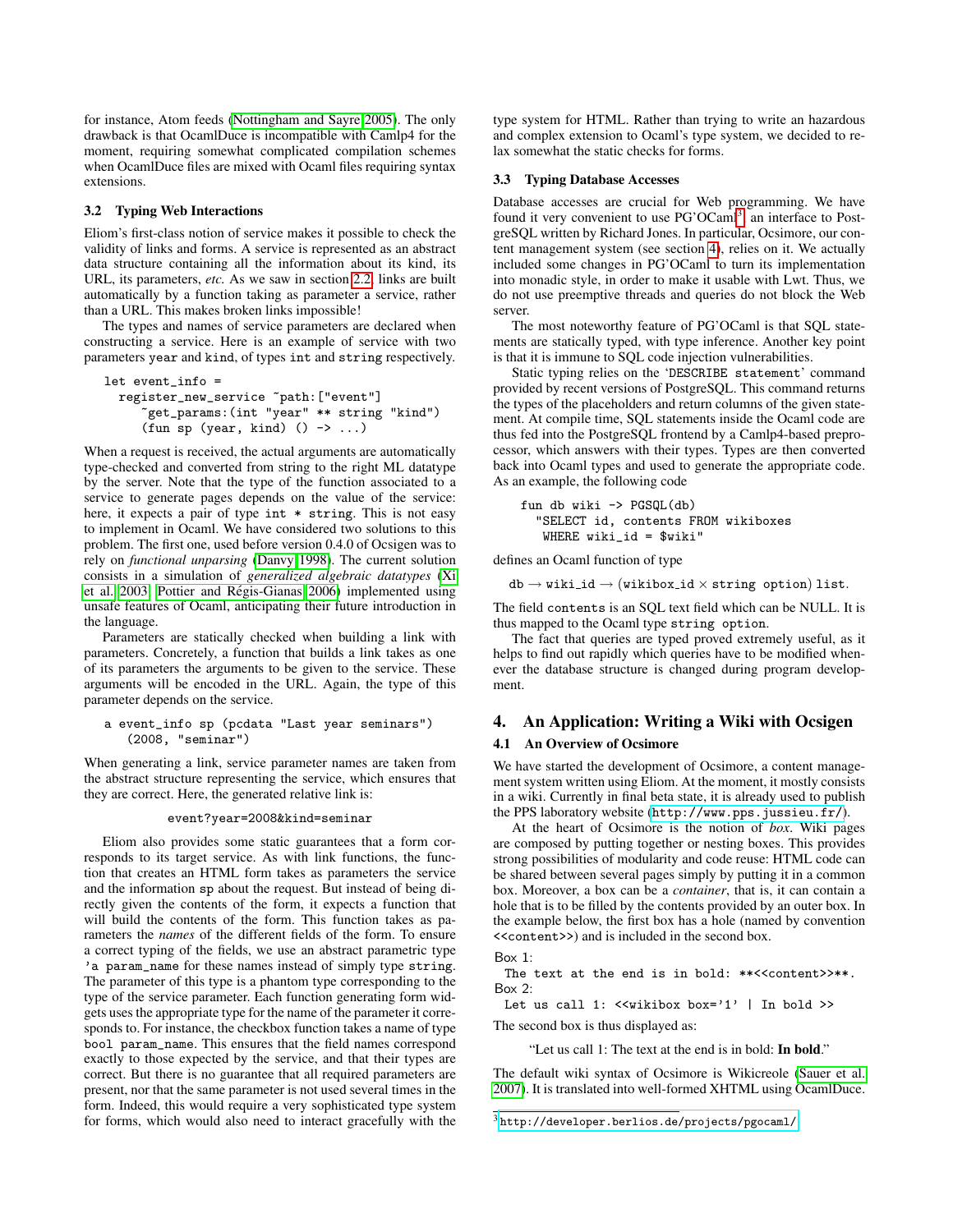for instance, Atom feeds (Nottingham and Sayre 2005). The only drawback is that OcamlDuce is incompatible with Camlp4 for the moment, requiring somewhat complicated compilation schemes when OcamlDuce files are mixed with Ocaml files requiring syntax extensions.

### 3.2 Typing Web Interactions

Eliom's first-class notion of service makes it possible to check the validity of links and forms. A service is represented as an abstract data structure containing all the information about its kind, its URL, its parameters, *etc.* As we saw in section 2.2, links are built automatically by a function taking as parameter a service, rather than a URL. This makes broken links impossible!

The types and names of service parameters are declared when constructing a service. Here is an example of service with two parameters `year` and `kind`, of types `int` and `string` respectively.

```
let event_info =
  register_new_service ~path:["event"]
    ~get_params:(int "year" ** string "kind")
    (fun sp (year, kind) () -> ...)
```

When a request is received, the actual arguments are automatically type-checked and converted from string to the right ML datatype by the server. Note that the type of the function associated to a service to generate pages depends on the value of the service: here, it expects a pair of type `int * string`. This is not easy to implement in Ocaml. We have considered two solutions to this problem. The first one, used before version 0.4.0 of Ocsigen was to rely on *functional unparsing* (Danvy 1998). The current solution consists in a simulation of *generalized algebraic datatypes* (Xi et al. 2003; Pottier and Régis-Gianas 2006) implemented using unsafe features of Ocaml, anticipating their future introduction in the language.

Parameters are statically checked when building a link with parameters. Concretely, a function that builds a link takes as one of its parameters the arguments to be given to the service. These arguments will be encoded in the URL. Again, the type of this parameter depends on the service.

```
a event_info sp (pcdata "Last year seminars")
  (2008, "seminar")
```

When generating a link, service parameter names are taken from the abstract structure representing the service, which ensures that they are correct. Here, the generated relative link is:

```
event?year=2008&kind=seminar
```

Eliom also provides some static guarantees that a form corresponds to its target service. As with link functions, the function that creates an HTML form takes as parameters the service and the information `sp` about the request. But instead of being directly given the contents of the form, it expects a function that will build the contents of the form. This function takes as parameters the *names* of the different fields of the form. To ensure a correct typing of the fields, we use an abstract parametric type `'a param_name` for these names instead of simply type `string`. The parameter of this type is a phantom type corresponding to the type of the service parameter. Each function generating form widgets uses the appropriate type for the name of the parameter it corresponds to. For instance, the checkbox function takes a name of type `bool param_name`. This ensures that the field names correspond exactly to those expected by the service, and that their types are correct. But there is no guarantee that all required parameters are present, nor that the same parameter is not used several times in the form. Indeed, this would require a very sophisticated type system for forms, which would also need to interact gracefully with the type system for HTML. Rather than trying to write an hazardous and complex extension to Ocaml's type system, we decided to relax somewhat the static checks for forms.

### 3.3 Typing Database Accesses

Database accesses are crucial for Web programming. We have found it very convenient to use PG'OCaml[3], an interface to PostgreSQL written by Richard Jones. In particular, Ocsimore, our content management system (see section 4), relies on it. We actually included some changes in PG'OCaml to turn its implementation into monadic style, in order to make it usable with Lwt. Thus, we do not use preemptive threads and queries do not block the Web server.

The most noteworthy feature of PG'OCaml is that SQL statements are statically typed, with type inference. Another key point is that it is immune to SQL code injection vulnerabilities.

Static typing relies on the '`DESCRIBE statement`' command provided by recent versions of PostgreSQL. This command returns the types of the placeholders and return columns of the given statement. At compile time, SQL statements inside the Ocaml code are thus fed into the PostgreSQL frontend by a Camlp4-based preprocessor, which answers with their types. Types are then converted back into Ocaml types and used to generate the appropriate code. As an example, the following code

```
fun db wiki -> PGSQL(db)
  "SELECT id, contents FROM wikiboxes
   WHERE wiki_id = $wiki"
```

defines an Ocaml function of type

$$\texttt{db} \rightarrow \texttt{wiki\_id} \rightarrow (\texttt{wikibox\_id} \times \texttt{string option})\ \texttt{list}.$$

The field `contents` is an SQL text field which can be NULL. It is thus mapped to the Ocaml type `string option`.

The fact that queries are typed proved extremely useful, as it helps to find out rapidly which queries have to be modified whenever the database structure is changed during program development.

## 4. An Application: Writing a Wiki with Ocsigen

### 4.1 An Overview of Ocsimore

We have started the development of Ocsimore, a content management system written using Eliom. At the moment, it mostly consists in a wiki. Currently in final beta state, it is already used to publish the PPS laboratory website (`http://www.pps.jussieu.fr/`).

At the heart of Ocsimore is the notion of *box*. Wiki pages are composed by putting together or nesting boxes. This provides strong possibilities of modularity and code reuse: HTML code can be shared between several pages simply by putting it in a common box. Moreover, a box can be a *container*, that is, it can contain a hole that is to be filled by the contents provided by an outer box. In the example below, the first box has a hole (named by convention `<<content>>`) and is included in the second box.

Box 1:
```
The text at the end is in bold: **<<content>>**.
```
Box 2:
```
Let us call 1: <<wikibox box='1' | In bold >>
```

The second box is thus displayed as:

> "Let us call 1: The text at the end is in bold: **In bold**."

The default wiki syntax of Ocsimore is Wikicreole (Sauer et al. 2007). It is translated into well-formed XHTML using OcamlDuce.

[3] `http://developer.berlios.de/projects/pgocaml/`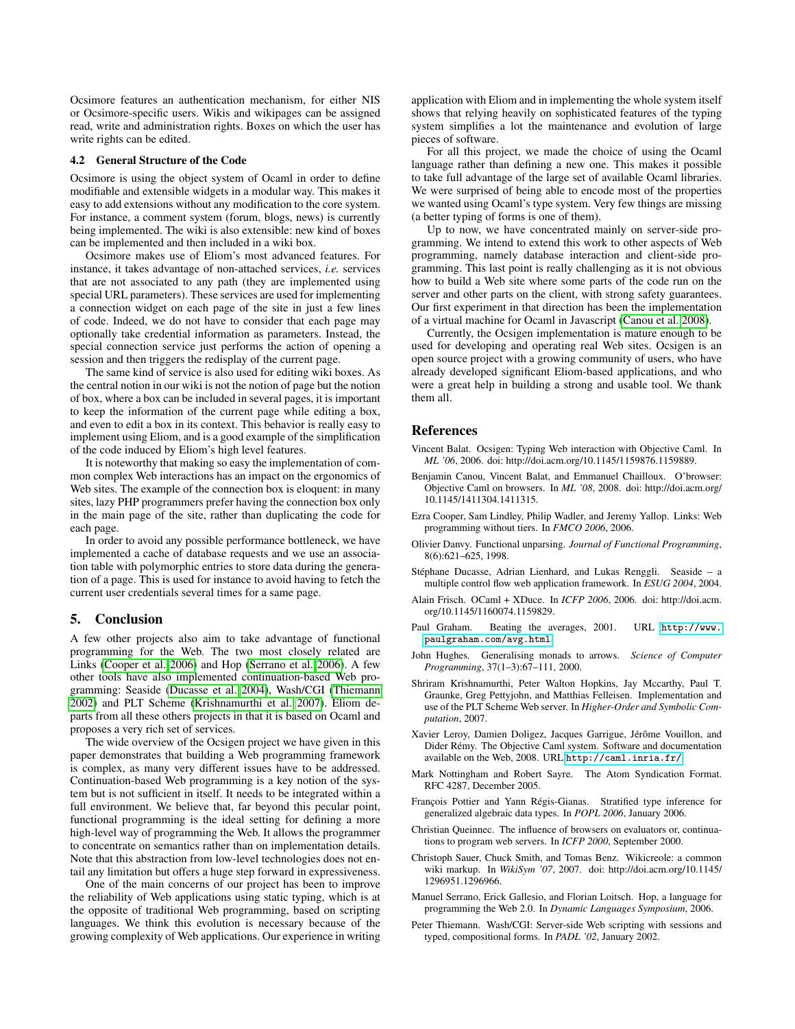Ocsimore features an authentication mechanism, for either NIS or Ocsimore-specific users. Wikis and wikipages can be assigned read, write and administration rights. Boxes on which the user has write rights can be edited.

### 4.2 General Structure of the Code

Ocsimore is using the object system of Ocaml in order to define modifiable and extensible widgets in a modular way. This makes it easy to add extensions without any modification to the core system. For instance, a comment system (forum, blogs, news) is currently being implemented. The wiki is also extensible: new kind of boxes can be implemented and then included in a wiki box.

Ocsimore makes use of Eliom's most advanced features. For instance, it takes advantage of non-attached services, *i.e.* services that are not associated to any path (they are implemented using special URL parameters). These services are used for implementing a connection widget on each page of the site in just a few lines of code. Indeed, we do not have to consider that each page may optionally take credential information as parameters. Instead, the special connection service just performs the action of opening a session and then triggers the redisplay of the current page.

The same kind of service is also used for editing wiki boxes. As the central notion in our wiki is not the notion of page but the notion of box, where a box can be included in several pages, it is important to keep the information of the current page while editing a box, and even to edit a box in its context. This behavior is really easy to implement using Eliom, and is a good example of the simplification of the code induced by Eliom's high level features.

It is noteworthy that making so easy the implementation of common complex Web interactions has an impact on the ergonomics of Web sites. The example of the connection box is eloquent: in many sites, lazy PHP programmers prefer having the connection box only in the main page of the site, rather than duplicating the code for each page.

In order to avoid any possible performance bottleneck, we have implemented a cache of database requests and we use an association table with polymorphic entries to store data during the generation of a page. This is used for instance to avoid having to fetch the current user credentials several times for a same page.

## 5. Conclusion

A few other projects also aim to take advantage of functional programming for the Web. The two most closely related are Links (Cooper et al. 2006) and Hop (Serrano et al. 2006). A few other tools have also implemented continuation-based Web programming: Seaside (Ducasse et al. 2004), Wash/CGI (Thiemann 2002) and PLT Scheme (Krishnamurthi et al. 2007). Eliom departs from all these others projects in that it is based on Ocaml and proposes a very rich set of services.

The wide overview of the Ocsigen project we have given in this paper demonstrates that building a Web programming framework is complex, as many very different issues have to be addressed. Continuation-based Web programming is a key notion of the system but is not sufficient in itself. It needs to be integrated within a full environment. We believe that, far beyond this pecular point, functional programming is the ideal setting for defining a more high-level way of programming the Web. It allows the programmer to concentrate on semantics rather than on implementation details. Note that this abstraction from low-level technologies does not entail any limitation but offers a huge step forward in expressiveness.

One of the main concerns of our project has been to improve the reliability of Web applications using static typing, which is at the opposite of traditional Web programming, based on scripting languages. We think this evolution is necessary because of the growing complexity of Web applications. Our experience in writing application with Eliom and in implementing the whole system itself shows that relying heavily on sophisticated features of the typing system simplifies a lot the maintenance and evolution of large pieces of software.

For all this project, we made the choice of using the Ocaml language rather than defining a new one. This makes it possible to take full advantage of the large set of available Ocaml libraries. We were surprised of being able to encode most of the properties we wanted using Ocaml's type system. Very few things are missing (a better typing of forms is one of them).

Up to now, we have concentrated mainly on server-side programming. We intend to extend this work to other aspects of Web programming, namely database interaction and client-side programming. This last point is really challenging as it is not obvious how to build a Web site where some parts of the code run on the server and other parts on the client, with strong safety guarantees. Our first experiment in that direction has been the implementation of a virtual machine for Ocaml in Javascript (Canou et al. 2008).

Currently, the Ocsigen implementation is mature enough to be used for developing and operating real Web sites. Ocsigen is an open source project with a growing community of users, who have already developed significant Eliom-based applications, and who were a great help in building a strong and usable tool. We thank them all.

## References

Vincent Balat. Ocsigen: Typing Web interaction with Objective Caml. In *ML '06*, 2006. doi: http://doi.acm.org/10.1145/1159876.1159889.

Benjamin Canou, Vincent Balat, and Emmanuel Chailloux. O'browser: Objective Caml on browsers. In *ML '08*, 2008. doi: http://doi.acm.org/10.1145/1411304.1411315.

Ezra Cooper, Sam Lindley, Philip Wadler, and Jeremy Yallop. Links: Web programming without tiers. In *FMCO 2006*, 2006.

Olivier Danvy. Functional unparsing. *Journal of Functional Programming*, 8(6):621–625, 1998.

Stéphane Ducasse, Adrian Lienhard, and Lukas Renggli. Seaside – a multiple control flow web application framework. In *ESUG 2004*, 2004.

Alain Frisch. OCaml + XDuce. In *ICFP 2006*, 2006. doi: http://doi.acm.org/10.1145/1160074.1159829.

Paul Graham. Beating the averages, 2001. URL `http://www.paulgraham.com/avg.html`.

John Hughes. Generalising monads to arrows. *Science of Computer Programming*, 37(1–3):67–111, 2000.

Shriram Krishnamurthi, Peter Walton Hopkins, Jay Mccarthy, Paul T. Graunke, Greg Pettyjohn, and Matthias Felleisen. Implementation and use of the PLT Scheme Web server. In *Higher-Order and Symbolic Computation*, 2007.

Xavier Leroy, Damien Doligez, Jacques Garrigue, Jérôme Vouillon, and Dider Rémy. The Objective Caml system. Software and documentation available on the Web, 2008. URL `http://caml.inria.fr/`.

Mark Nottingham and Robert Sayre. The Atom Syndication Format. RFC 4287, December 2005.

François Pottier and Yann Régis-Gianas. Stratified type inference for generalized algebraic data types. In *POPL 2006*, January 2006.

Christian Queinnec. The influence of browsers on evaluators or, continuations to program web servers. In *ICFP 2000*, September 2000.

Christoph Sauer, Chuck Smith, and Tomas Benz. Wikicreole: a common wiki markup. In *WikiSym '07*, 2007. doi: http://doi.acm.org/10.1145/1296951.1296966.

Manuel Serrano, Erick Gallesio, and Florian Loitsch. Hop, a language for programming the Web 2.0. In *Dynamic Languages Symposium*, 2006.

Peter Thiemann. Wash/CGI: Server-side Web scripting with sessions and typed, compositional forms. In *PADL '02*, January 2002.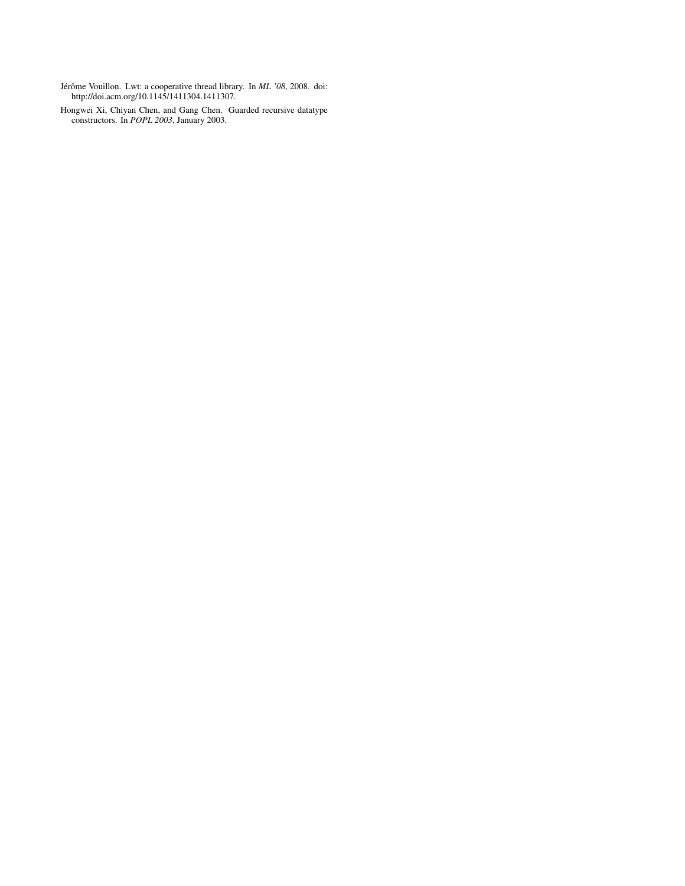Jérôme Vouillon. Lwt: a cooperative thread library. In *ML '08*, 2008. doi: http://doi.acm.org/10.1145/1411304.1411307.

Hongwei Xi, Chiyan Chen, and Gang Chen. Guarded recursive datatype constructors. In *POPL 2003*, January 2003.